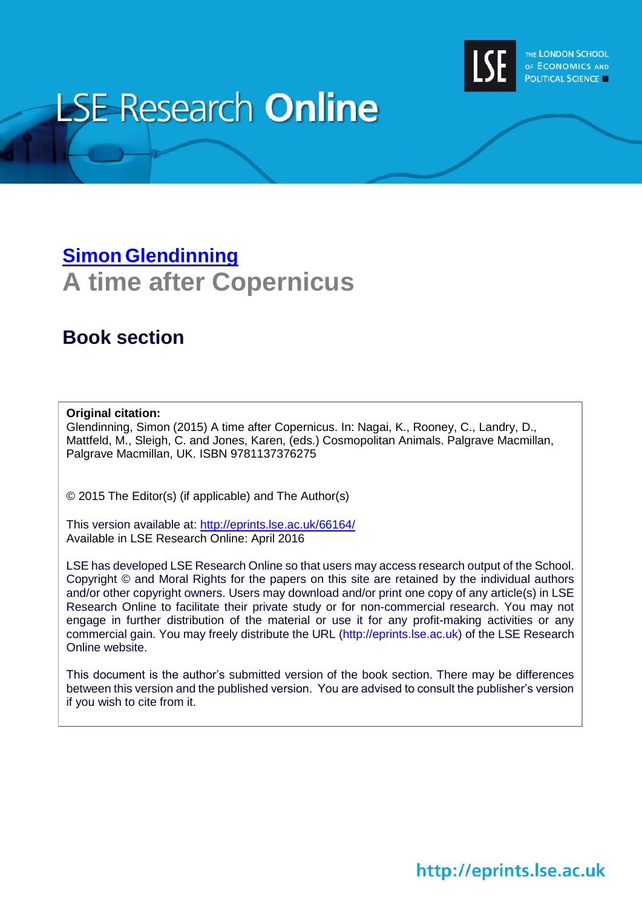# LSE Research Online

THE LONDON SCHOOL OF ECONOMICS AND POLITICAL SCIENCE

## [Simon Glendinning](#)

## A time after Copernicus

### Book section

**Original citation:**
Glendinning, Simon (2015) A time after Copernicus. In: Nagai, K., Rooney, C., Landry, D., Mattfeld, M., Sleigh, C. and Jones, Karen, (eds.) Cosmopolitan Animals. Palgrave Macmillan, Palgrave Macmillan, UK. ISBN 9781137376275

© 2015 The Editor(s) (if applicable) and The Author(s)

This version available at: http://eprints.lse.ac.uk/66164/
Available in LSE Research Online: April 2016

LSE has developed LSE Research Online so that users may access research output of the School. Copyright © and Moral Rights for the papers on this site are retained by the individual authors and/or other copyright owners. Users may download and/or print one copy of any article(s) in LSE Research Online to facilitate their private study or for non-commercial research. You may not engage in further distribution of the material or use it for any profit-making activities or any commercial gain. You may freely distribute the URL (http://eprints.lse.ac.uk) of the LSE Research Online website.

This document is the author's submitted version of the book section. There may be differences between this version and the published version. You are advised to consult the publisher's version if you wish to cite from it.

http://eprints.lse.ac.uk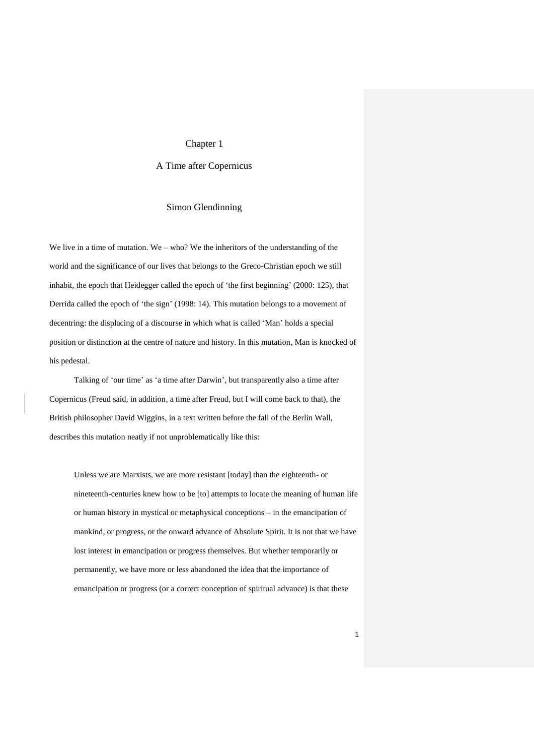Chapter 1

# A Time after Copernicus

Simon Glendinning

We live in a time of mutation. We – who? We the inheritors of the understanding of the world and the significance of our lives that belongs to the Greco-Christian epoch we still inhabit, the epoch that Heidegger called the epoch of 'the first beginning' (2000: 125), that Derrida called the epoch of 'the sign' (1998: 14). This mutation belongs to a movement of decentring: the displacing of a discourse in which what is called 'Man' holds a special position or distinction at the centre of nature and history. In this mutation, Man is knocked of his pedestal.

Talking of 'our time' as 'a time after Darwin', but transparently also a time after Copernicus (Freud said, in addition, a time after Freud, but I will come back to that), the British philosopher David Wiggins, in a text written before the fall of the Berlin Wall, describes this mutation neatly if not unproblematically like this:

> Unless we are Marxists, we are more resistant [today] than the eighteenth- or nineteenth-centuries knew how to be [to] attempts to locate the meaning of human life or human history in mystical or metaphysical conceptions – in the emancipation of mankind, or progress, or the onward advance of Absolute Spirit. It is not that we have lost interest in emancipation or progress themselves. But whether temporarily or permanently, we have more or less abandoned the idea that the importance of emancipation or progress (or a correct conception of spiritual advance) is that these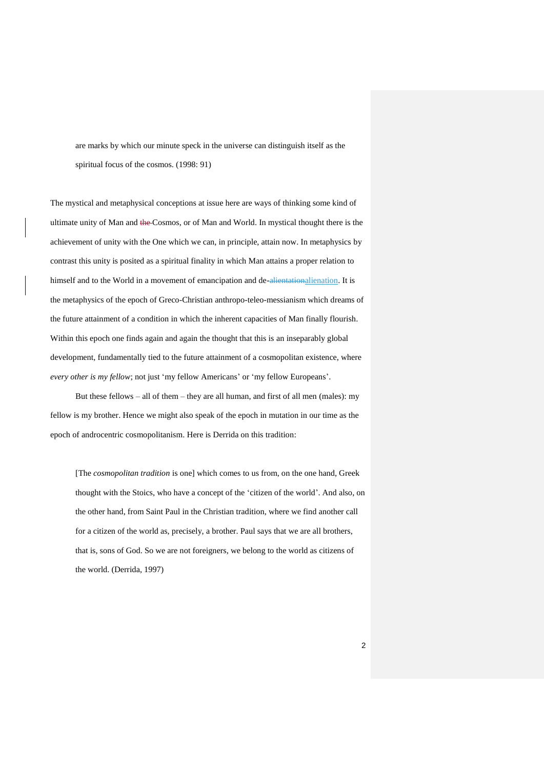> are marks by which our minute speck in the universe can distinguish itself as the spiritual focus of the cosmos. (1998: 91)

The mystical and metaphysical conceptions at issue here are ways of thinking some kind of ultimate unity of Man and Cosmos, or of Man and World. In mystical thought there is the achievement of unity with the One which we can, in principle, attain now. In metaphysics by contrast this unity is posited as a spiritual finality in which Man attains a proper relation to himself and to the World in a movement of emancipation and de-alienation. It is the metaphysics of the epoch of Greco-Christian anthropo-teleo-messianism which dreams of the future attainment of a condition in which the inherent capacities of Man finally flourish. Within this epoch one finds again and again the thought that this is an inseparably global development, fundamentally tied to the future attainment of a cosmopolitan existence, where *every other is my fellow*; not just 'my fellow Americans' or 'my fellow Europeans'.

But these fellows – all of them – they are all human, and first of all men (males): my fellow is my brother. Hence we might also speak of the epoch in mutation in our time as the epoch of androcentric cosmopolitanism. Here is Derrida on this tradition:

> [The *cosmopolitan tradition* is one] which comes to us from, on the one hand, Greek thought with the Stoics, who have a concept of the 'citizen of the world'. And also, on the other hand, from Saint Paul in the Christian tradition, where we find another call for a citizen of the world as, precisely, a brother. Paul says that we are all brothers, that is, sons of God. So we are not foreigners, we belong to the world as citizens of the world. (Derrida, 1997)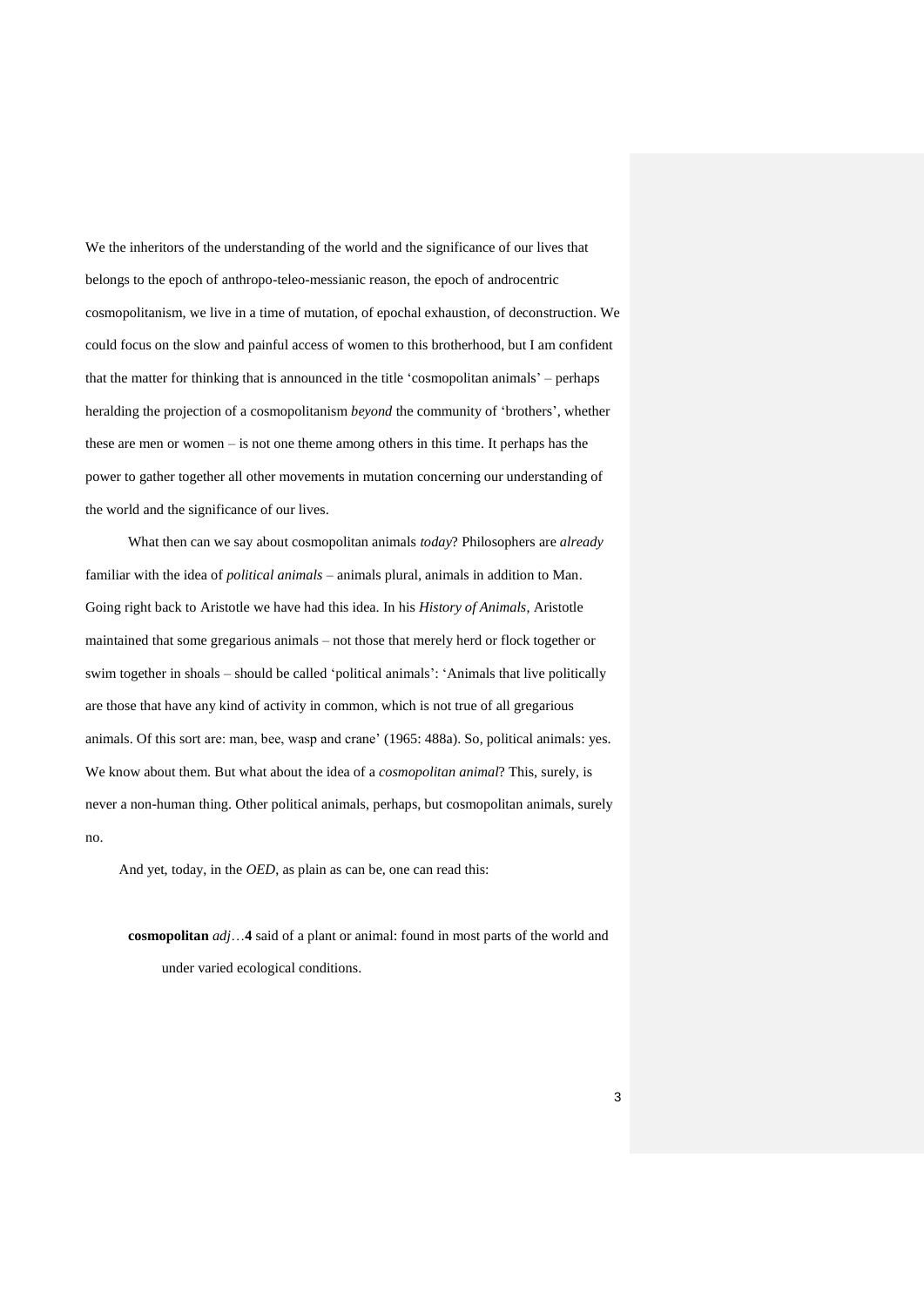We the inheritors of the understanding of the world and the significance of our lives that belongs to the epoch of anthropo-teleo-messianic reason, the epoch of androcentric cosmopolitanism, we live in a time of mutation, of epochal exhaustion, of deconstruction. We could focus on the slow and painful access of women to this brotherhood, but I am confident that the matter for thinking that is announced in the title 'cosmopolitan animals' – perhaps heralding the projection of a cosmopolitanism *beyond* the community of 'brothers', whether these are men or women – is not one theme among others in this time. It perhaps has the power to gather together all other movements in mutation concerning our understanding of the world and the significance of our lives.

What then can we say about cosmopolitan animals *today*? Philosophers are *already* familiar with the idea of *political animals* – animals plural, animals in addition to Man. Going right back to Aristotle we have had this idea. In his *History of Animals*, Aristotle maintained that some gregarious animals – not those that merely herd or flock together or swim together in shoals – should be called 'political animals': 'Animals that live politically are those that have any kind of activity in common, which is not true of all gregarious animals. Of this sort are: man, bee, wasp and crane' (1965: 488a). So, political animals: yes. We know about them. But what about the idea of a *cosmopolitan animal*? This, surely, is never a non-human thing. Other political animals, perhaps, but cosmopolitan animals, surely no.

And yet, today, in the *OED*, as plain as can be, one can read this:

> **cosmopolitan** *adj*…**4** said of a plant or animal: found in most parts of the world and under varied ecological conditions.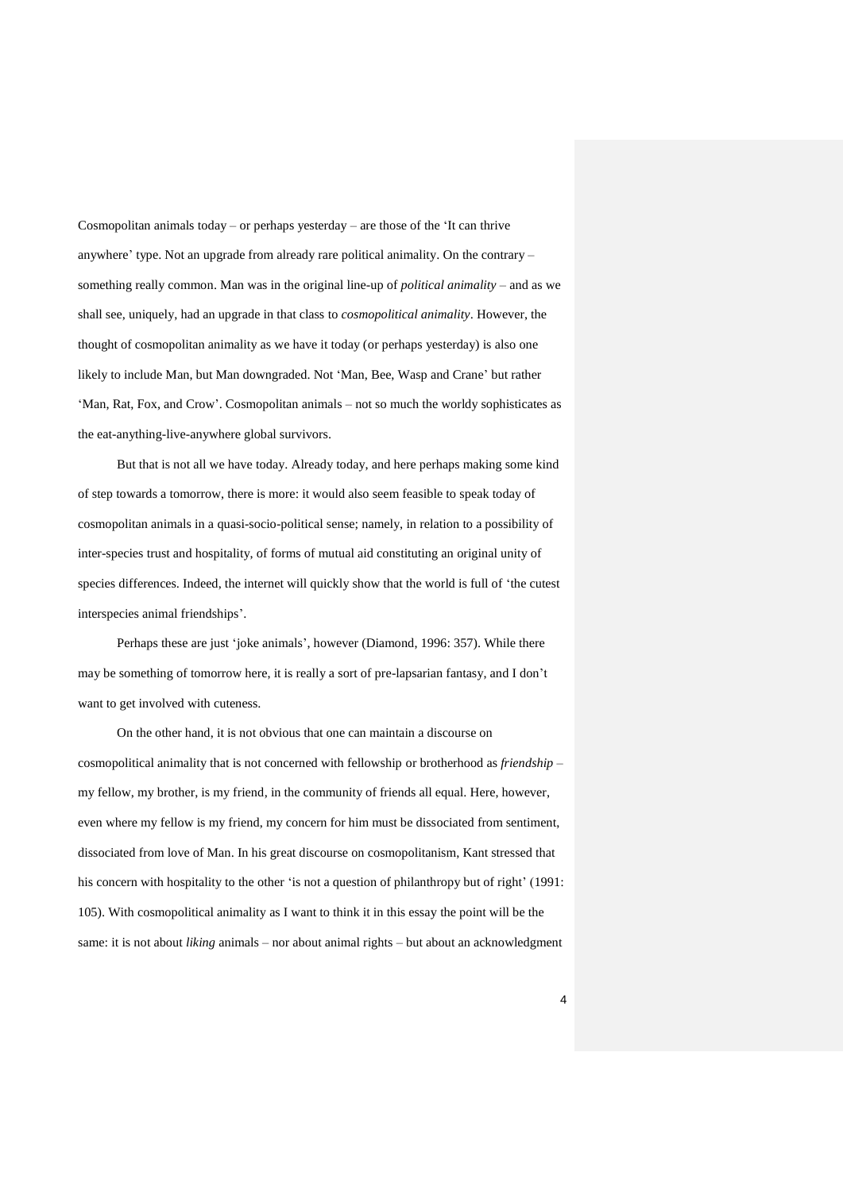Cosmopolitan animals today – or perhaps yesterday – are those of the 'It can thrive anywhere' type. Not an upgrade from already rare political animality. On the contrary – something really common. Man was in the original line-up of *political animality* – and as we shall see, uniquely, had an upgrade in that class to *cosmopolitical animality*. However, the thought of cosmopolitan animality as we have it today (or perhaps yesterday) is also one likely to include Man, but Man downgraded. Not 'Man, Bee, Wasp and Crane' but rather 'Man, Rat, Fox, and Crow'. Cosmopolitan animals – not so much the worldy sophisticates as the eat-anything-live-anywhere global survivors.

But that is not all we have today. Already today, and here perhaps making some kind of step towards a tomorrow, there is more: it would also seem feasible to speak today of cosmopolitan animals in a quasi-socio-political sense; namely, in relation to a possibility of inter-species trust and hospitality, of forms of mutual aid constituting an original unity of species differences. Indeed, the internet will quickly show that the world is full of 'the cutest interspecies animal friendships'.

Perhaps these are just 'joke animals', however (Diamond, 1996: 357). While there may be something of tomorrow here, it is really a sort of pre-lapsarian fantasy, and I don't want to get involved with cuteness.

On the other hand, it is not obvious that one can maintain a discourse on cosmopolitical animality that is not concerned with fellowship or brotherhood as *friendship* – my fellow, my brother, is my friend, in the community of friends all equal. Here, however, even where my fellow is my friend, my concern for him must be dissociated from sentiment, dissociated from love of Man. In his great discourse on cosmopolitanism, Kant stressed that his concern with hospitality to the other 'is not a question of philanthropy but of right' (1991: 105). With cosmopolitical animality as I want to think it in this essay the point will be the same: it is not about *liking* animals – nor about animal rights – but about an acknowledgment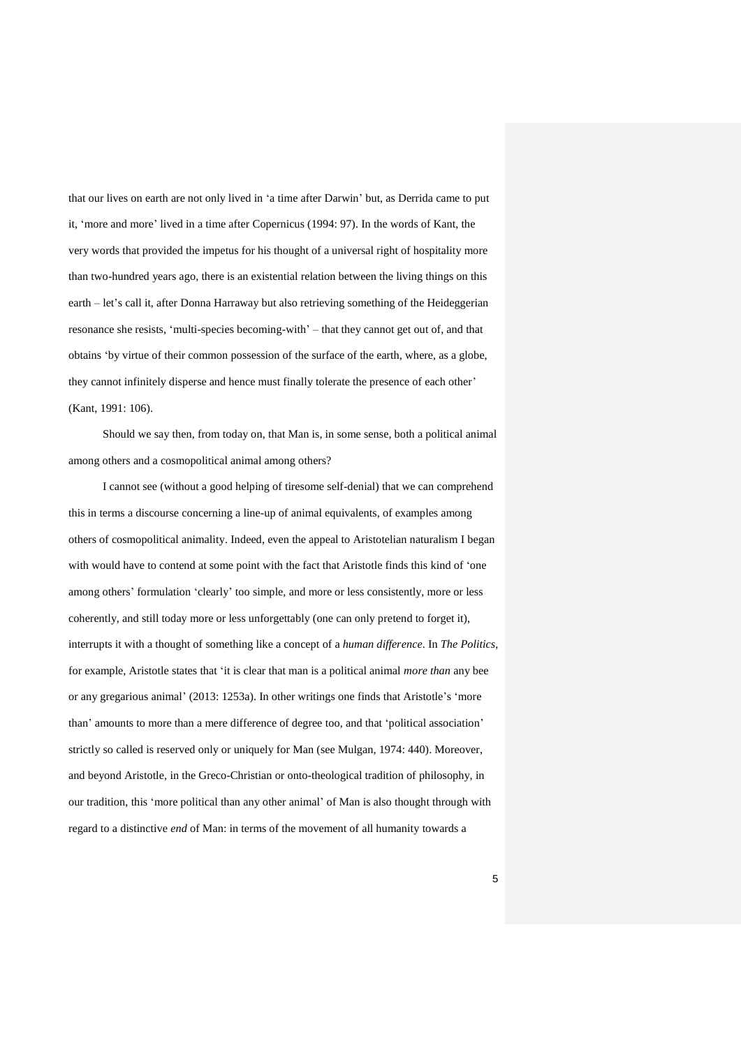that our lives on earth are not only lived in 'a time after Darwin' but, as Derrida came to put it, 'more and more' lived in a time after Copernicus (1994: 97). In the words of Kant, the very words that provided the impetus for his thought of a universal right of hospitality more than two-hundred years ago, there is an existential relation between the living things on this earth – let's call it, after Donna Harraway but also retrieving something of the Heideggerian resonance she resists, 'multi-species becoming-with' – that they cannot get out of, and that obtains 'by virtue of their common possession of the surface of the earth, where, as a globe, they cannot infinitely disperse and hence must finally tolerate the presence of each other' (Kant, 1991: 106).

Should we say then, from today on, that Man is, in some sense, both a political animal among others and a cosmopolitical animal among others?

I cannot see (without a good helping of tiresome self-denial) that we can comprehend this in terms a discourse concerning a line-up of animal equivalents, of examples among others of cosmopolitical animality. Indeed, even the appeal to Aristotelian naturalism I began with would have to contend at some point with the fact that Aristotle finds this kind of 'one among others' formulation 'clearly' too simple, and more or less consistently, more or less coherently, and still today more or less unforgettably (one can only pretend to forget it), interrupts it with a thought of something like a concept of a *human difference*. In *The Politics*, for example, Aristotle states that 'it is clear that man is a political animal *more than* any bee or any gregarious animal' (2013: 1253a). In other writings one finds that Aristotle's 'more than' amounts to more than a mere difference of degree too, and that 'political association' strictly so called is reserved only or uniquely for Man (see Mulgan, 1974: 440). Moreover, and beyond Aristotle, in the Greco-Christian or onto-theological tradition of philosophy, in our tradition, this 'more political than any other animal' of Man is also thought through with regard to a distinctive *end* of Man: in terms of the movement of all humanity towards a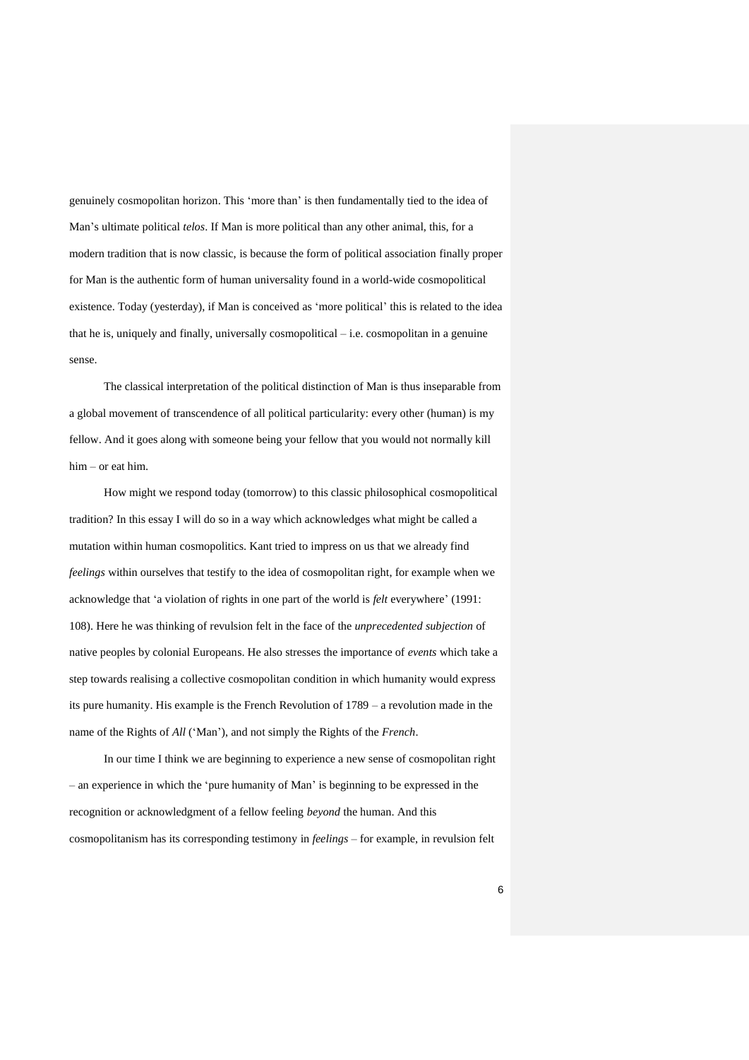genuinely cosmopolitan horizon. This 'more than' is then fundamentally tied to the idea of Man's ultimate political *telos*. If Man is more political than any other animal, this, for a modern tradition that is now classic, is because the form of political association finally proper for Man is the authentic form of human universality found in a world-wide cosmopolitical existence. Today (yesterday), if Man is conceived as 'more political' this is related to the idea that he is, uniquely and finally, universally cosmopolitical – i.e. cosmopolitan in a genuine sense.

The classical interpretation of the political distinction of Man is thus inseparable from a global movement of transcendence of all political particularity: every other (human) is my fellow. And it goes along with someone being your fellow that you would not normally kill him – or eat him.

How might we respond today (tomorrow) to this classic philosophical cosmopolitical tradition? In this essay I will do so in a way which acknowledges what might be called a mutation within human cosmopolitics. Kant tried to impress on us that we already find *feelings* within ourselves that testify to the idea of cosmopolitan right, for example when we acknowledge that 'a violation of rights in one part of the world is *felt* everywhere' (1991: 108). Here he was thinking of revulsion felt in the face of the *unprecedented subjection* of native peoples by colonial Europeans. He also stresses the importance of *events* which take a step towards realising a collective cosmopolitan condition in which humanity would express its pure humanity. His example is the French Revolution of 1789 – a revolution made in the name of the Rights of *All* ('Man'), and not simply the Rights of the *French*.

In our time I think we are beginning to experience a new sense of cosmopolitan right – an experience in which the 'pure humanity of Man' is beginning to be expressed in the recognition or acknowledgment of a fellow feeling *beyond* the human. And this cosmopolitanism has its corresponding testimony in *feelings* – for example, in revulsion felt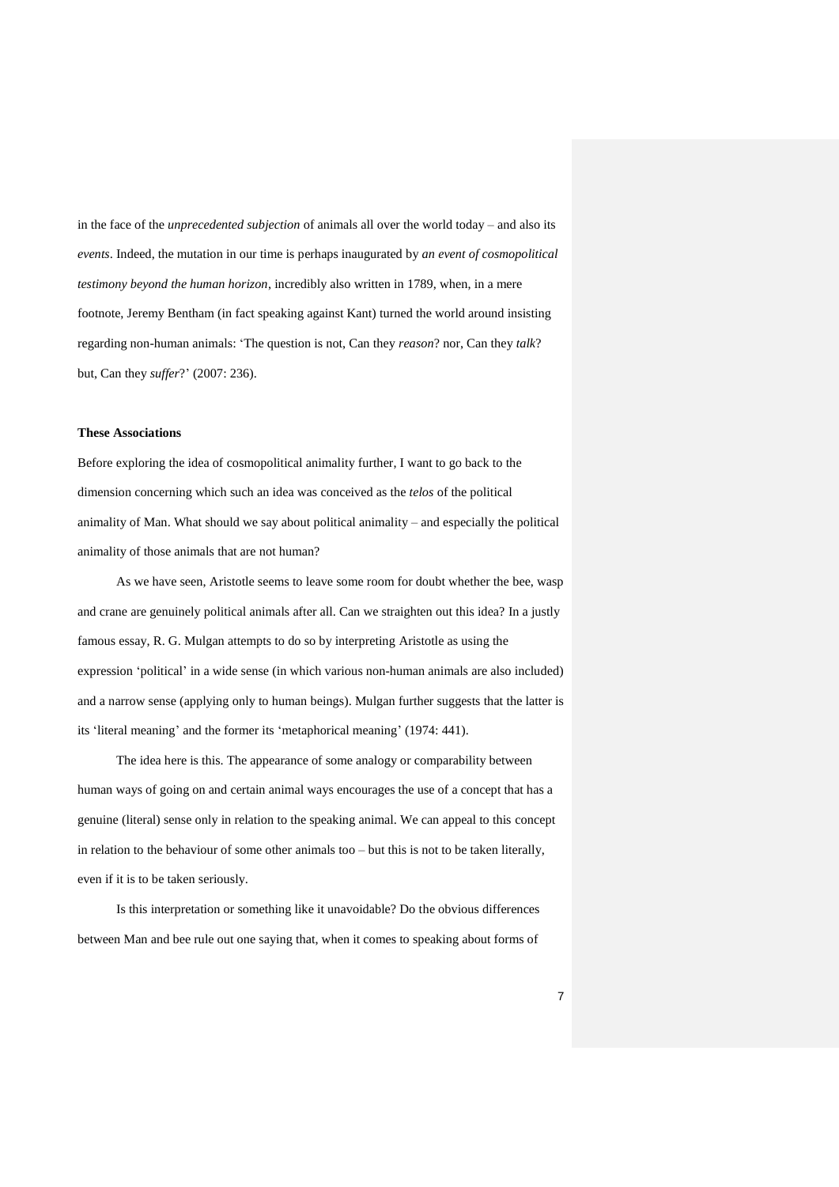in the face of the *unprecedented subjection* of animals all over the world today – and also its *events*. Indeed, the mutation in our time is perhaps inaugurated by *an event of cosmopolitical testimony beyond the human horizon*, incredibly also written in 1789, when, in a mere footnote, Jeremy Bentham (in fact speaking against Kant) turned the world around insisting regarding non-human animals: 'The question is not, Can they *reason*? nor, Can they *talk*? but, Can they *suffer*?' (2007: 236).

**These Associations**

Before exploring the idea of cosmopolitical animality further, I want to go back to the dimension concerning which such an idea was conceived as the *telos* of the political animality of Man. What should we say about political animality – and especially the political animality of those animals that are not human?

As we have seen, Aristotle seems to leave some room for doubt whether the bee, wasp and crane are genuinely political animals after all. Can we straighten out this idea? In a justly famous essay, R. G. Mulgan attempts to do so by interpreting Aristotle as using the expression 'political' in a wide sense (in which various non-human animals are also included) and a narrow sense (applying only to human beings). Mulgan further suggests that the latter is its 'literal meaning' and the former its 'metaphorical meaning' (1974: 441).

The idea here is this. The appearance of some analogy or comparability between human ways of going on and certain animal ways encourages the use of a concept that has a genuine (literal) sense only in relation to the speaking animal. We can appeal to this concept in relation to the behaviour of some other animals too – but this is not to be taken literally, even if it is to be taken seriously.

Is this interpretation or something like it unavoidable? Do the obvious differences between Man and bee rule out one saying that, when it comes to speaking about forms of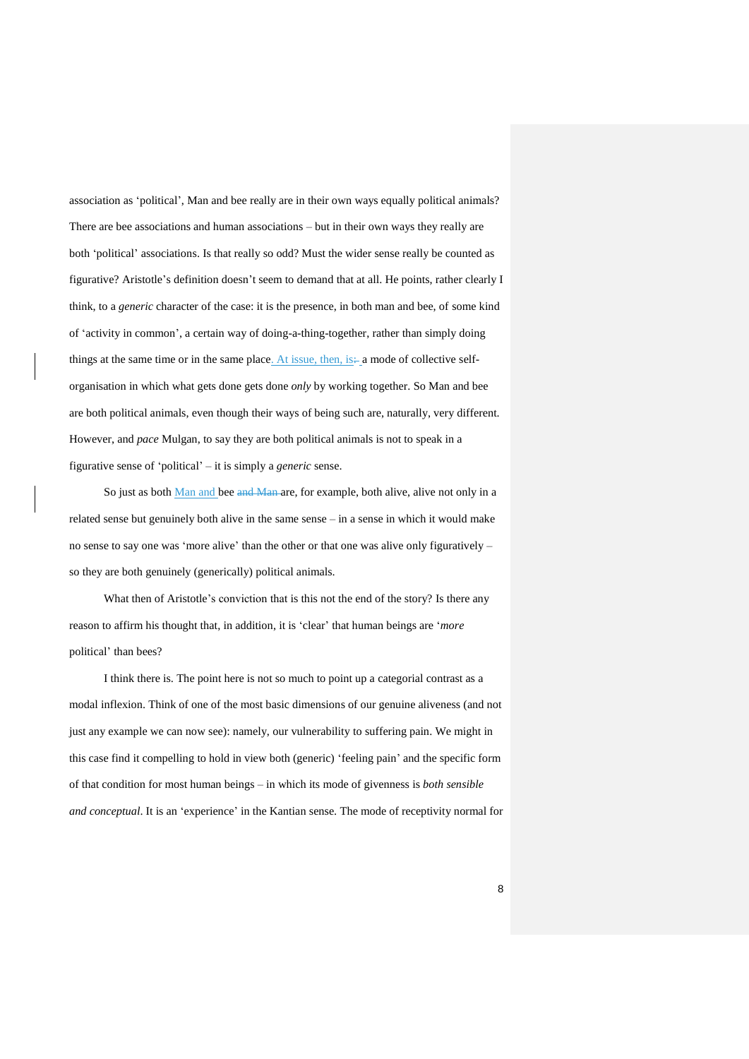association as 'political', Man and bee really are in their own ways equally political animals? There are bee associations and human associations – but in their own ways they really are both 'political' associations. Is that really so odd? Must the wider sense really be counted as figurative? Aristotle's definition doesn't seem to demand that at all. He points, rather clearly I think, to a *generic* character of the case: it is the presence, in both man and bee, of some kind of 'activity in common', a certain way of doing-a-thing-together, rather than simply doing things at the same time or in the same place. At issue, then, is a mode of collective self-organisation in which what gets done gets done *only* by working together. So Man and bee are both political animals, even though their ways of being such are, naturally, very different. However, and *pace* Mulgan, to say they are both political animals is not to speak in a figurative sense of 'political' – it is simply a *generic* sense.

So just as both Man and bee are, for example, both alive, alive not only in a related sense but genuinely both alive in the same sense – in a sense in which it would make no sense to say one was 'more alive' than the other or that one was alive only figuratively – so they are both genuinely (generically) political animals.

What then of Aristotle's conviction that is this not the end of the story? Is there any reason to affirm his thought that, in addition, it is 'clear' that human beings are '*more* political' than bees?

I think there is. The point here is not so much to point up a categorial contrast as a modal inflexion. Think of one of the most basic dimensions of our genuine aliveness (and not just any example we can now see): namely, our vulnerability to suffering pain. We might in this case find it compelling to hold in view both (generic) 'feeling pain' and the specific form of that condition for most human beings – in which its mode of givenness is *both sensible and conceptual*. It is an 'experience' in the Kantian sense. The mode of receptivity normal for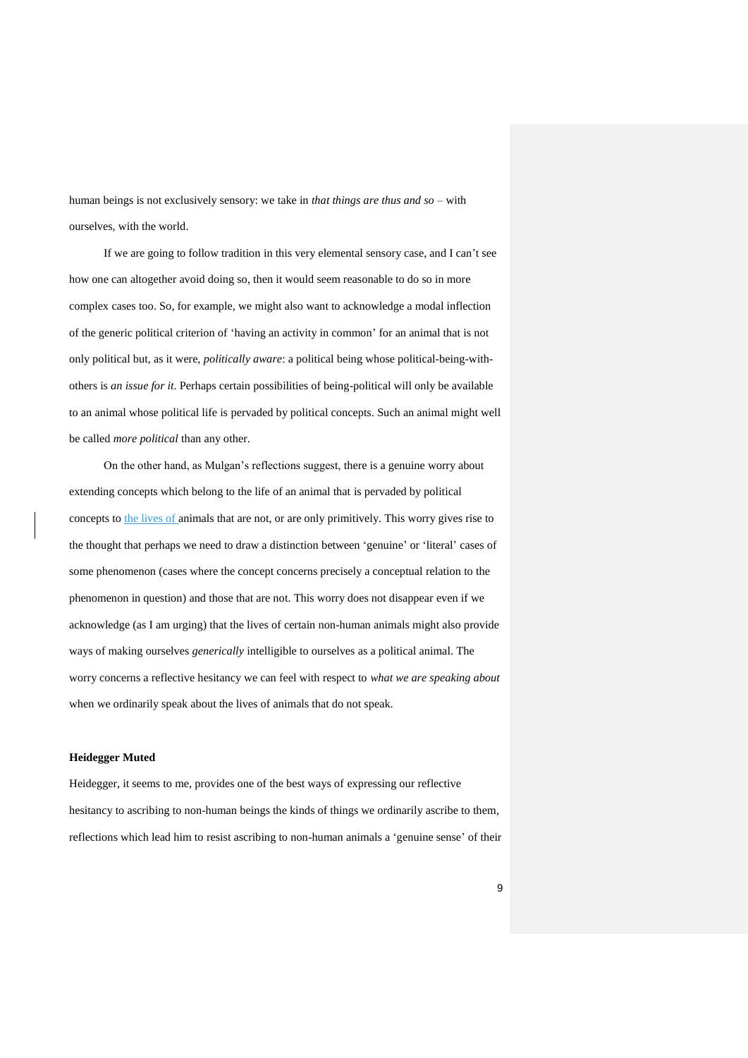human beings is not exclusively sensory: we take in *that things are thus and so* – with ourselves, with the world.

If we are going to follow tradition in this very elemental sensory case, and I can't see how one can altogether avoid doing so, then it would seem reasonable to do so in more complex cases too. So, for example, we might also want to acknowledge a modal inflection of the generic political criterion of 'having an activity in common' for an animal that is not only political but, as it were, *politically aware*: a political being whose political-being-with-others is *an issue for it*. Perhaps certain possibilities of being-political will only be available to an animal whose political life is pervaded by political concepts. Such an animal might well be called *more political* than any other.

On the other hand, as Mulgan's reflections suggest, there is a genuine worry about extending concepts which belong to the life of an animal that is pervaded by political concepts to the lives of animals that are not, or are only primitively. This worry gives rise to the thought that perhaps we need to draw a distinction between 'genuine' or 'literal' cases of some phenomenon (cases where the concept concerns precisely a conceptual relation to the phenomenon in question) and those that are not. This worry does not disappear even if we acknowledge (as I am urging) that the lives of certain non-human animals might also provide ways of making ourselves *generically* intelligible to ourselves as a political animal. The worry concerns a reflective hesitancy we can feel with respect to *what we are speaking about* when we ordinarily speak about the lives of animals that do not speak.

**Heidegger Muted**

Heidegger, it seems to me, provides one of the best ways of expressing our reflective hesitancy to ascribing to non-human beings the kinds of things we ordinarily ascribe to them, reflections which lead him to resist ascribing to non-human animals a 'genuine sense' of their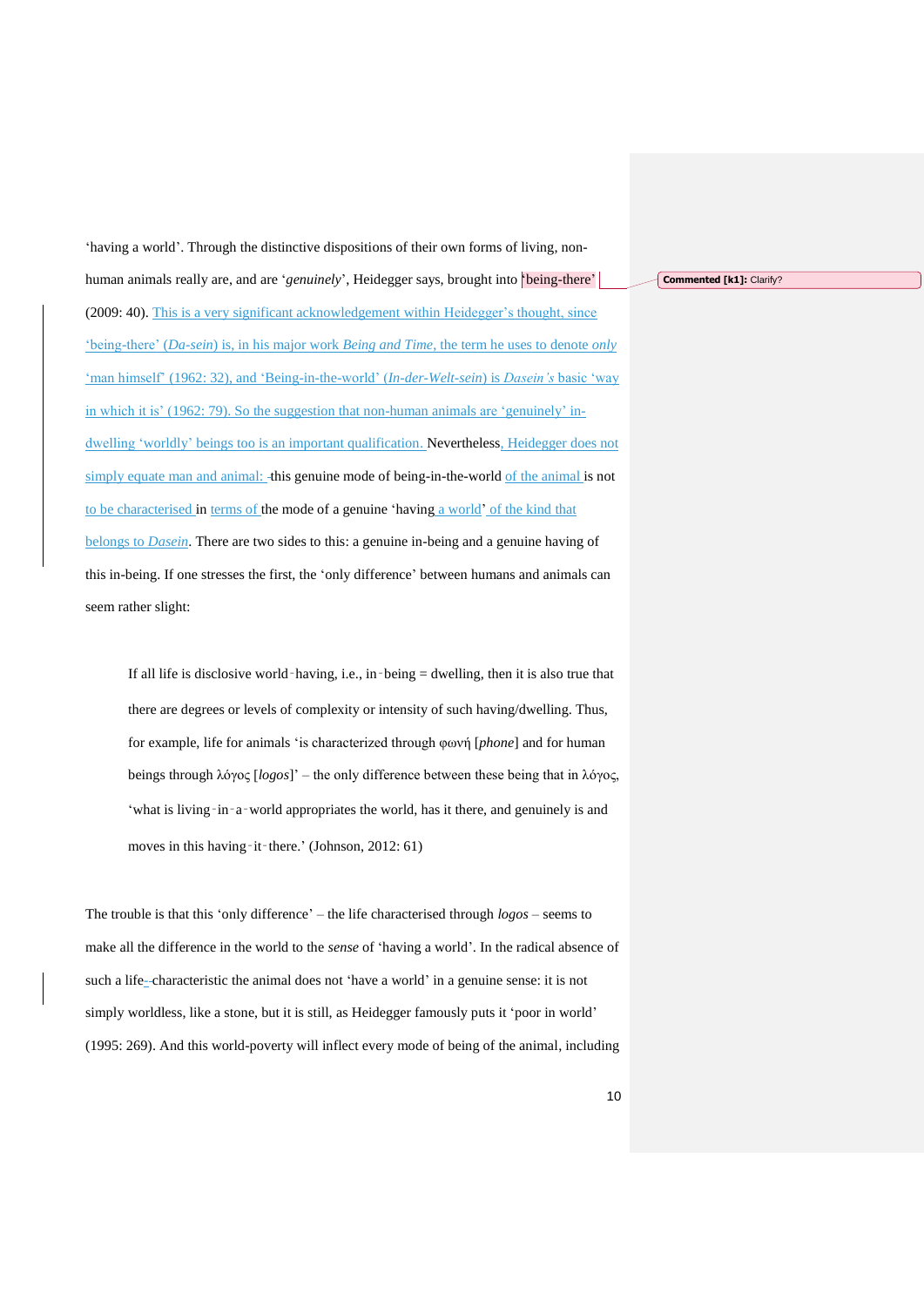'having a world'. Through the distinctive dispositions of their own forms of living, non-human animals really are, and are '*genuinely*', Heidegger says, brought into 'being-there' (2009: 40). This is a very significant acknowledgement within Heidegger's thought, since 'being-there' (*Da-sein*) is, in his major work *Being and Time*, the term he uses to denote *only* 'man himself' (1962: 32), and 'Being-in-the-world' (*In-der-Welt-sein*) is *Dasein's* basic 'way in which it is' (1962: 79). So the suggestion that non-human animals are 'genuinely' in-dwelling 'worldly' beings too is an important qualification. Nevertheless, Heidegger does not simply equate man and animal: this genuine mode of being-in-the-world of the animal is not to be characterised in terms of the mode of a genuine 'having a world' of the kind that belongs to *Dasein*. There are two sides to this: a genuine in-being and a genuine having of this in-being. If one stresses the first, the 'only difference' between humans and animals can seem rather slight:

> If all life is disclosive world‑having, i.e., in‑being = dwelling, then it is also true that there are degrees or levels of complexity or intensity of such having/dwelling. Thus, for example, life for animals 'is characterized through φωνή [*phone*] and for human beings through λόγος [*logos*]' – the only difference between these being that in λόγος, 'what is living‑in‑a‑world appropriates the world, has it there, and genuinely is and moves in this having‑it‑there.' (Johnson, 2012: 61)

The trouble is that this 'only difference' – the life characterised through *logos* – seems to make all the difference in the world to the *sense* of 'having a world'. In the radical absence of such a life-characteristic the animal does not 'have a world' in a genuine sense: it is not simply worldless, like a stone, but it is still, as Heidegger famously puts it 'poor in world' (1995: 269). And this world-poverty will inflect every mode of being of the animal, including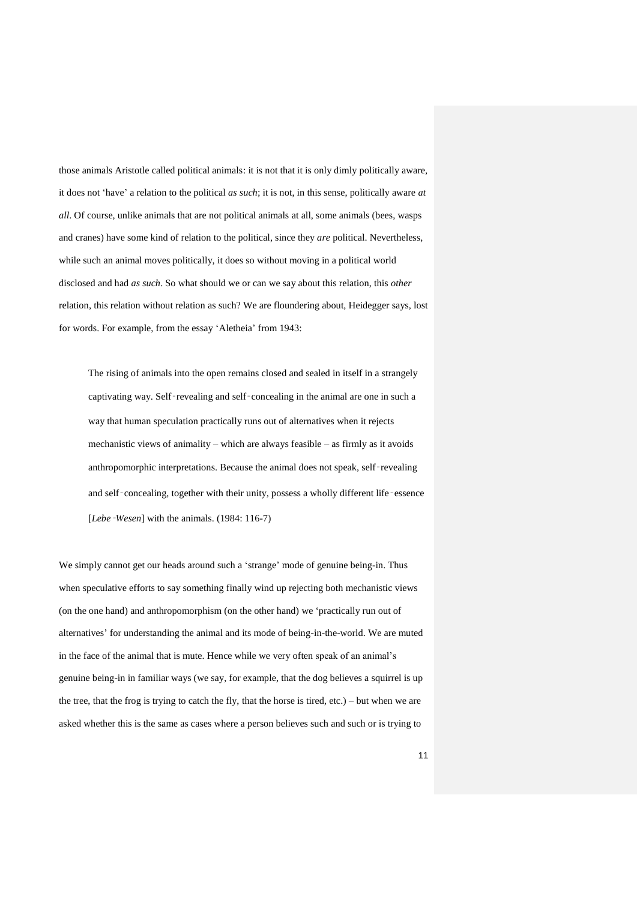those animals Aristotle called political animals: it is not that it is only dimly politically aware, it does not 'have' a relation to the political *as such*; it is not, in this sense, politically aware *at all*. Of course, unlike animals that are not political animals at all, some animals (bees, wasps and cranes) have some kind of relation to the political, since they *are* political. Nevertheless, while such an animal moves politically, it does so without moving in a political world disclosed and had *as such*. So what should we or can we say about this relation, this *other* relation, this relation without relation as such? We are floundering about, Heidegger says, lost for words. For example, from the essay 'Aletheia' from 1943:

> The rising of animals into the open remains closed and sealed in itself in a strangely captivating way. Self‐revealing and self‐concealing in the animal are one in such a way that human speculation practically runs out of alternatives when it rejects mechanistic views of animality – which are always feasible – as firmly as it avoids anthropomorphic interpretations. Because the animal does not speak, self‐revealing and self‐concealing, together with their unity, possess a wholly different life‐essence [*Lebe‐Wesen*] with the animals. (1984: 116-7)

We simply cannot get our heads around such a 'strange' mode of genuine being-in. Thus when speculative efforts to say something finally wind up rejecting both mechanistic views (on the one hand) and anthropomorphism (on the other hand) we 'practically run out of alternatives' for understanding the animal and its mode of being-in-the-world. We are muted in the face of the animal that is mute. Hence while we very often speak of an animal's genuine being-in in familiar ways (we say, for example, that the dog believes a squirrel is up the tree, that the frog is trying to catch the fly, that the horse is tired, etc.) – but when we are asked whether this is the same as cases where a person believes such and such or is trying to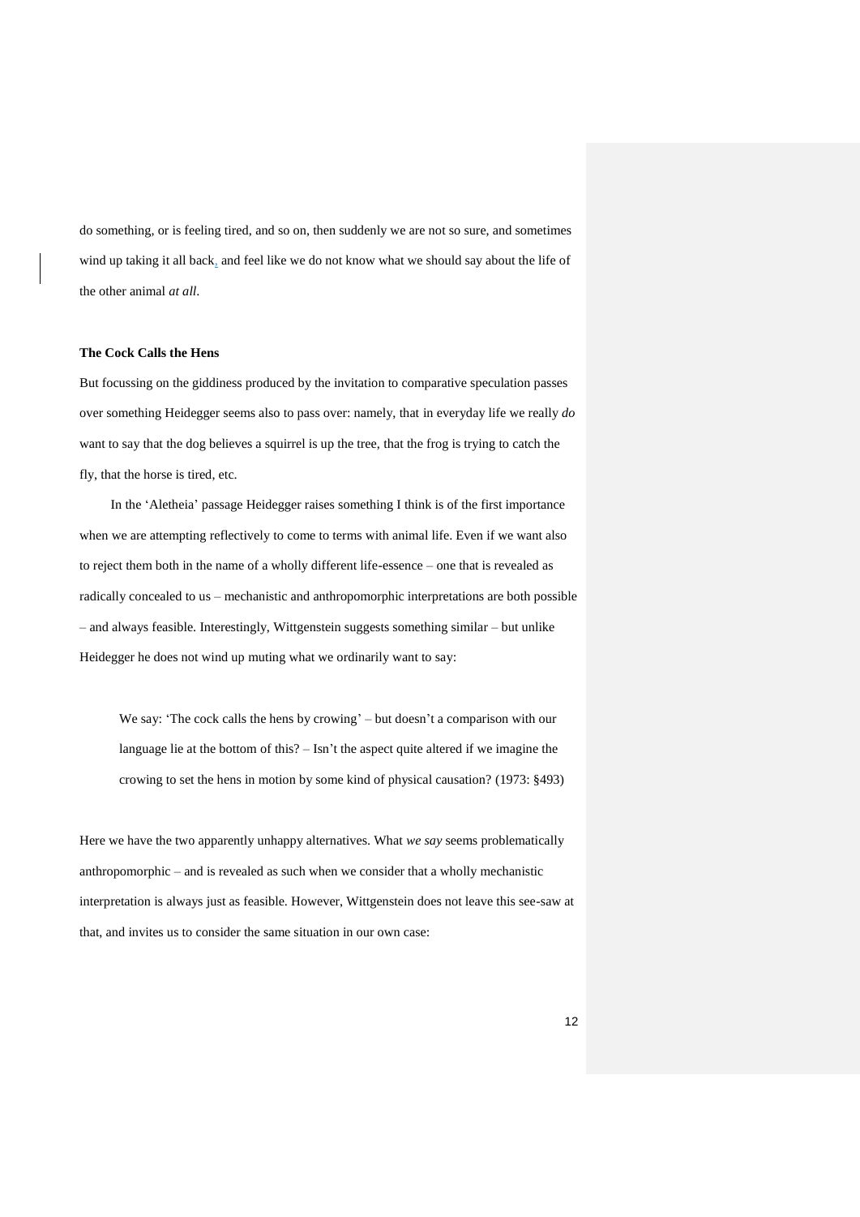do something, or is feeling tired, and so on, then suddenly we are not so sure, and sometimes wind up taking it all back, and feel like we do not know what we should say about the life of the other animal *at all*.

### The Cock Calls the Hens

But focussing on the giddiness produced by the invitation to comparative speculation passes over something Heidegger seems also to pass over: namely, that in everyday life we really *do* want to say that the dog believes a squirrel is up the tree, that the frog is trying to catch the fly, that the horse is tired, etc.

In the 'Aletheia' passage Heidegger raises something I think is of the first importance when we are attempting reflectively to come to terms with animal life. Even if we want also to reject them both in the name of a wholly different life-essence – one that is revealed as radically concealed to us – mechanistic and anthropomorphic interpretations are both possible – and always feasible. Interestingly, Wittgenstein suggests something similar – but unlike Heidegger he does not wind up muting what we ordinarily want to say:

> We say: 'The cock calls the hens by crowing' – but doesn't a comparison with our language lie at the bottom of this? – Isn't the aspect quite altered if we imagine the crowing to set the hens in motion by some kind of physical causation? (1973: §493)

Here we have the two apparently unhappy alternatives. What *we say* seems problematically anthropomorphic – and is revealed as such when we consider that a wholly mechanistic interpretation is always just as feasible. However, Wittgenstein does not leave this see-saw at that, and invites us to consider the same situation in our own case: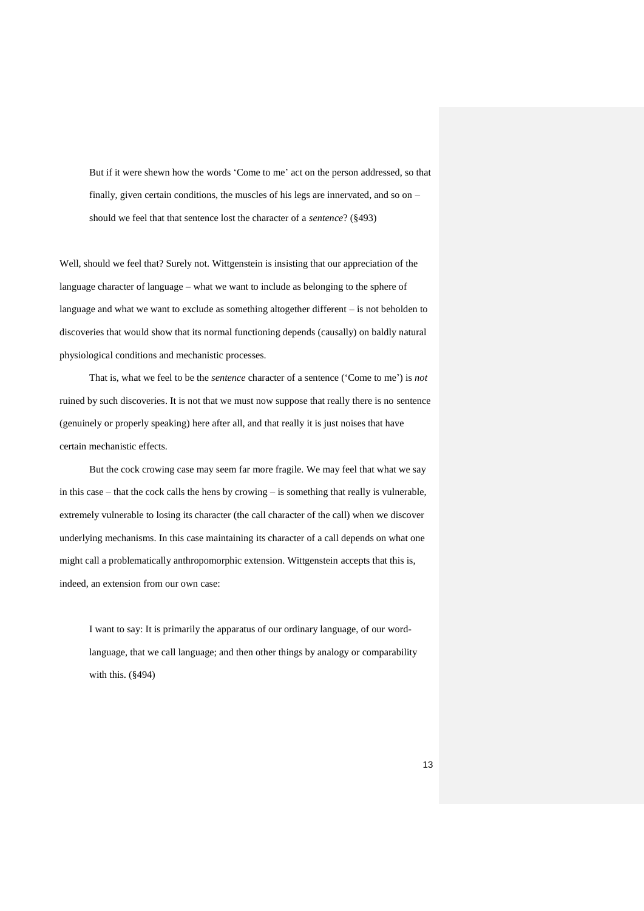> But if it were shewn how the words 'Come to me' act on the person addressed, so that finally, given certain conditions, the muscles of his legs are innervated, and so on – should we feel that that sentence lost the character of a *sentence*? (§493)

Well, should we feel that? Surely not. Wittgenstein is insisting that our appreciation of the language character of language – what we want to include as belonging to the sphere of language and what we want to exclude as something altogether different – is not beholden to discoveries that would show that its normal functioning depends (causally) on baldly natural physiological conditions and mechanistic processes.

That is, what we feel to be the *sentence* character of a sentence ('Come to me') is *not* ruined by such discoveries. It is not that we must now suppose that really there is no sentence (genuinely or properly speaking) here after all, and that really it is just noises that have certain mechanistic effects.

But the cock crowing case may seem far more fragile. We may feel that what we say in this case – that the cock calls the hens by crowing – is something that really is vulnerable, extremely vulnerable to losing its character (the call character of the call) when we discover underlying mechanisms. In this case maintaining its character of a call depends on what one might call a problematically anthropomorphic extension. Wittgenstein accepts that this is, indeed, an extension from our own case:

> I want to say: It is primarily the apparatus of our ordinary language, of our word-language, that we call language; and then other things by analogy or comparability with this. (§494)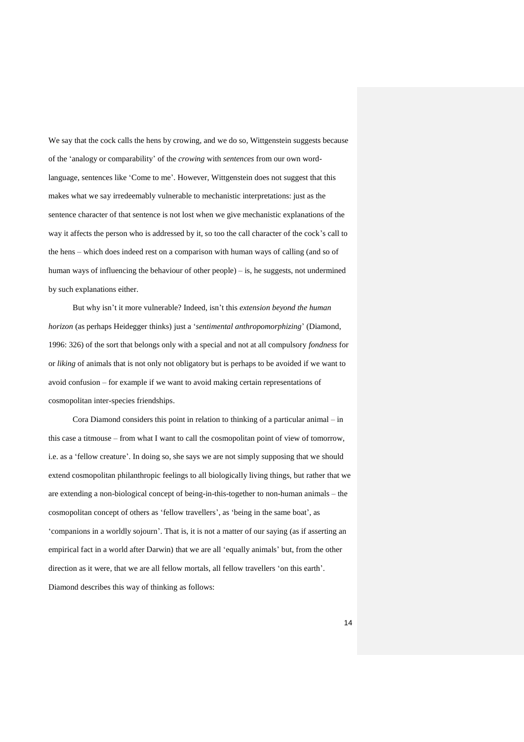We say that the cock calls the hens by crowing, and we do so, Wittgenstein suggests because of the 'analogy or comparability' of the *crowing* with *sentences* from our own word-language, sentences like 'Come to me'. However, Wittgenstein does not suggest that this makes what we say irredeemably vulnerable to mechanistic interpretations: just as the sentence character of that sentence is not lost when we give mechanistic explanations of the way it affects the person who is addressed by it, so too the call character of the cock's call to the hens – which does indeed rest on a comparison with human ways of calling (and so of human ways of influencing the behaviour of other people) – is, he suggests, not undermined by such explanations either.

But why isn't it more vulnerable? Indeed, isn't this *extension beyond the human horizon* (as perhaps Heidegger thinks) just a '*sentimental anthropomorphizing*' (Diamond, 1996: 326) of the sort that belongs only with a special and not at all compulsory *fondness* for or *liking* of animals that is not only not obligatory but is perhaps to be avoided if we want to avoid confusion – for example if we want to avoid making certain representations of cosmopolitan inter-species friendships.

Cora Diamond considers this point in relation to thinking of a particular animal – in this case a titmouse – from what I want to call the cosmopolitan point of view of tomorrow, i.e. as a 'fellow creature'. In doing so, she says we are not simply supposing that we should extend cosmopolitan philanthropic feelings to all biologically living things, but rather that we are extending a non-biological concept of being-in-this-together to non-human animals – the cosmopolitan concept of others as 'fellow travellers', as 'being in the same boat', as 'companions in a worldly sojourn'. That is, it is not a matter of our saying (as if asserting an empirical fact in a world after Darwin) that we are all 'equally animals' but, from the other direction as it were, that we are all fellow mortals, all fellow travellers 'on this earth'. Diamond describes this way of thinking as follows: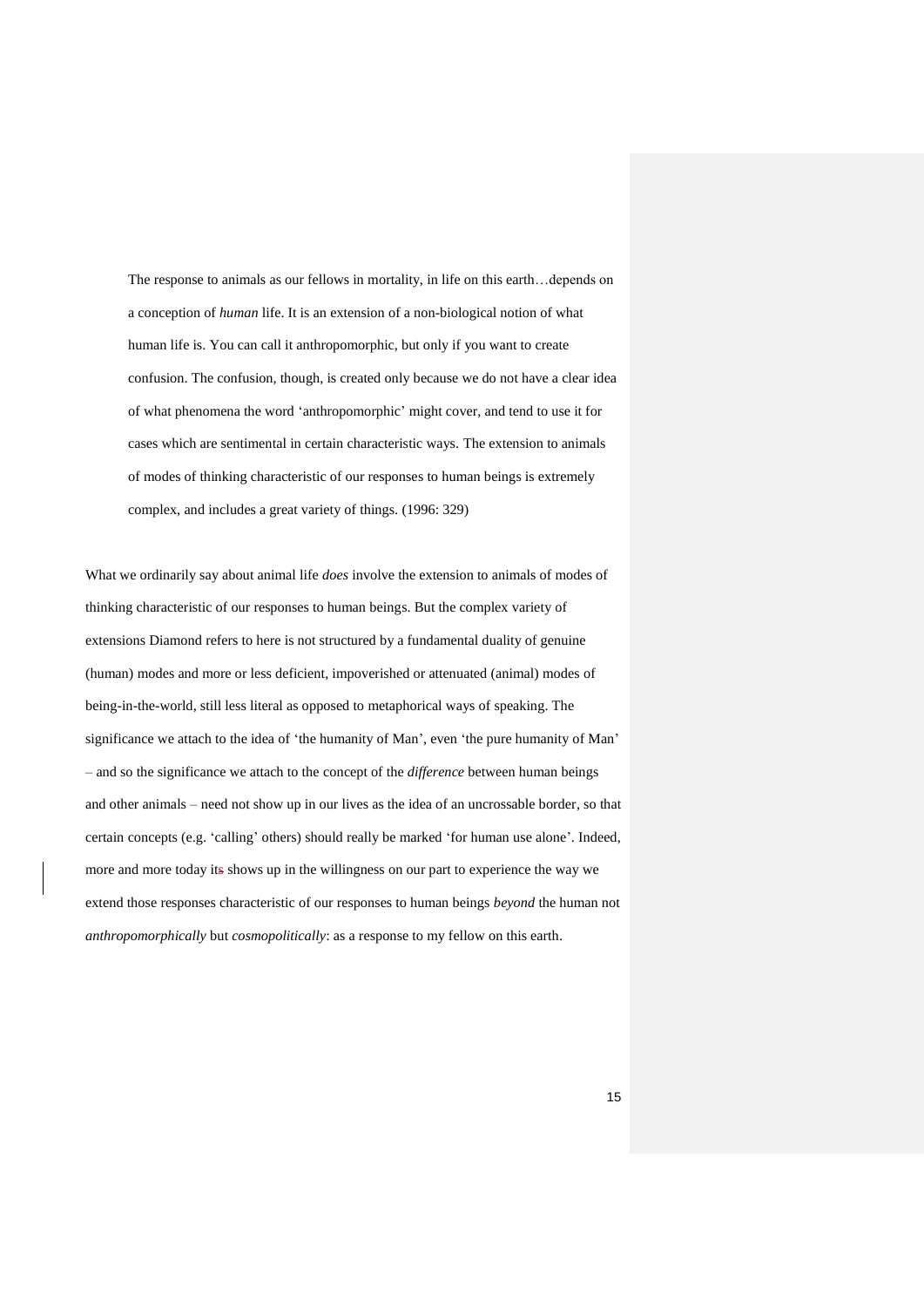> The response to animals as our fellows in mortality, in life on this earth…depends on a conception of *human* life. It is an extension of a non-biological notion of what human life is. You can call it anthropomorphic, but only if you want to create confusion. The confusion, though, is created only because we do not have a clear idea of what phenomena the word 'anthropomorphic' might cover, and tend to use it for cases which are sentimental in certain characteristic ways. The extension to animals of modes of thinking characteristic of our responses to human beings is extremely complex, and includes a great variety of things. (1996: 329)

What we ordinarily say about animal life *does* involve the extension to animals of modes of thinking characteristic of our responses to human beings. But the complex variety of extensions Diamond refers to here is not structured by a fundamental duality of genuine (human) modes and more or less deficient, impoverished or attenuated (animal) modes of being-in-the-world, still less literal as opposed to metaphorical ways of speaking. The significance we attach to the idea of 'the humanity of Man', even 'the pure humanity of Man' – and so the significance we attach to the concept of the *difference* between human beings and other animals – need not show up in our lives as the idea of an uncrossable border, so that certain concepts (e.g. 'calling' others) should really be marked 'for human use alone'. Indeed, more and more today it shows up in the willingness on our part to experience the way we extend those responses characteristic of our responses to human beings *beyond* the human not *anthropomorphically* but *cosmopolitically*: as a response to my fellow on this earth.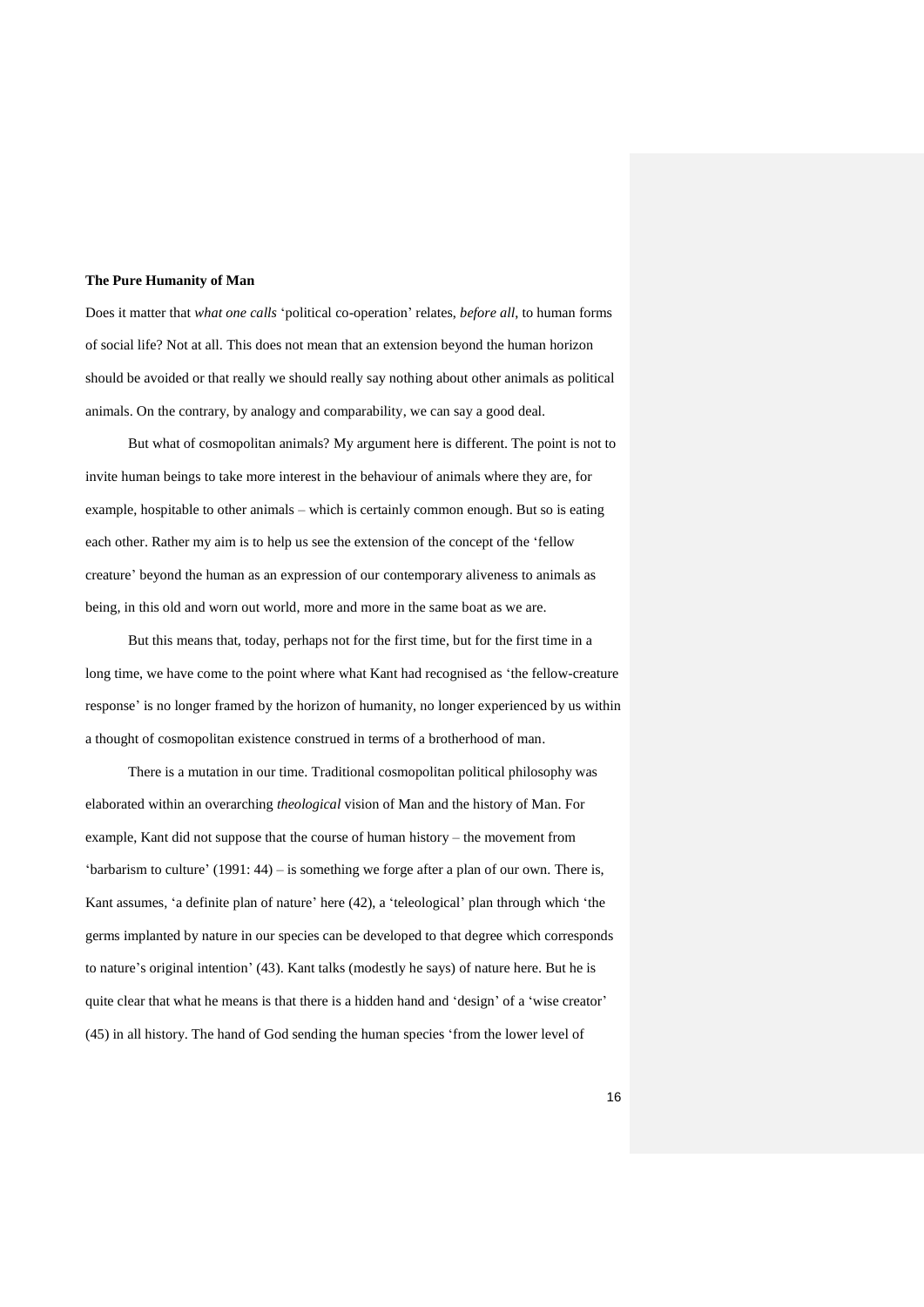**The Pure Humanity of Man**

Does it matter that *what one calls* 'political co-operation' relates, *before all*, to human forms of social life? Not at all. This does not mean that an extension beyond the human horizon should be avoided or that really we should really say nothing about other animals as political animals. On the contrary, by analogy and comparability, we can say a good deal.

But what of cosmopolitan animals? My argument here is different. The point is not to invite human beings to take more interest in the behaviour of animals where they are, for example, hospitable to other animals – which is certainly common enough. But so is eating each other. Rather my aim is to help us see the extension of the concept of the 'fellow creature' beyond the human as an expression of our contemporary aliveness to animals as being, in this old and worn out world, more and more in the same boat as we are.

But this means that, today, perhaps not for the first time, but for the first time in a long time, we have come to the point where what Kant had recognised as 'the fellow-creature response' is no longer framed by the horizon of humanity, no longer experienced by us within a thought of cosmopolitan existence construed in terms of a brotherhood of man.

There is a mutation in our time. Traditional cosmopolitan political philosophy was elaborated within an overarching *theological* vision of Man and the history of Man. For example, Kant did not suppose that the course of human history – the movement from 'barbarism to culture' (1991: 44) – is something we forge after a plan of our own. There is, Kant assumes, 'a definite plan of nature' here (42), a 'teleological' plan through which 'the germs implanted by nature in our species can be developed to that degree which corresponds to nature's original intention' (43). Kant talks (modestly he says) of nature here. But he is quite clear that what he means is that there is a hidden hand and 'design' of a 'wise creator' (45) in all history. The hand of God sending the human species 'from the lower level of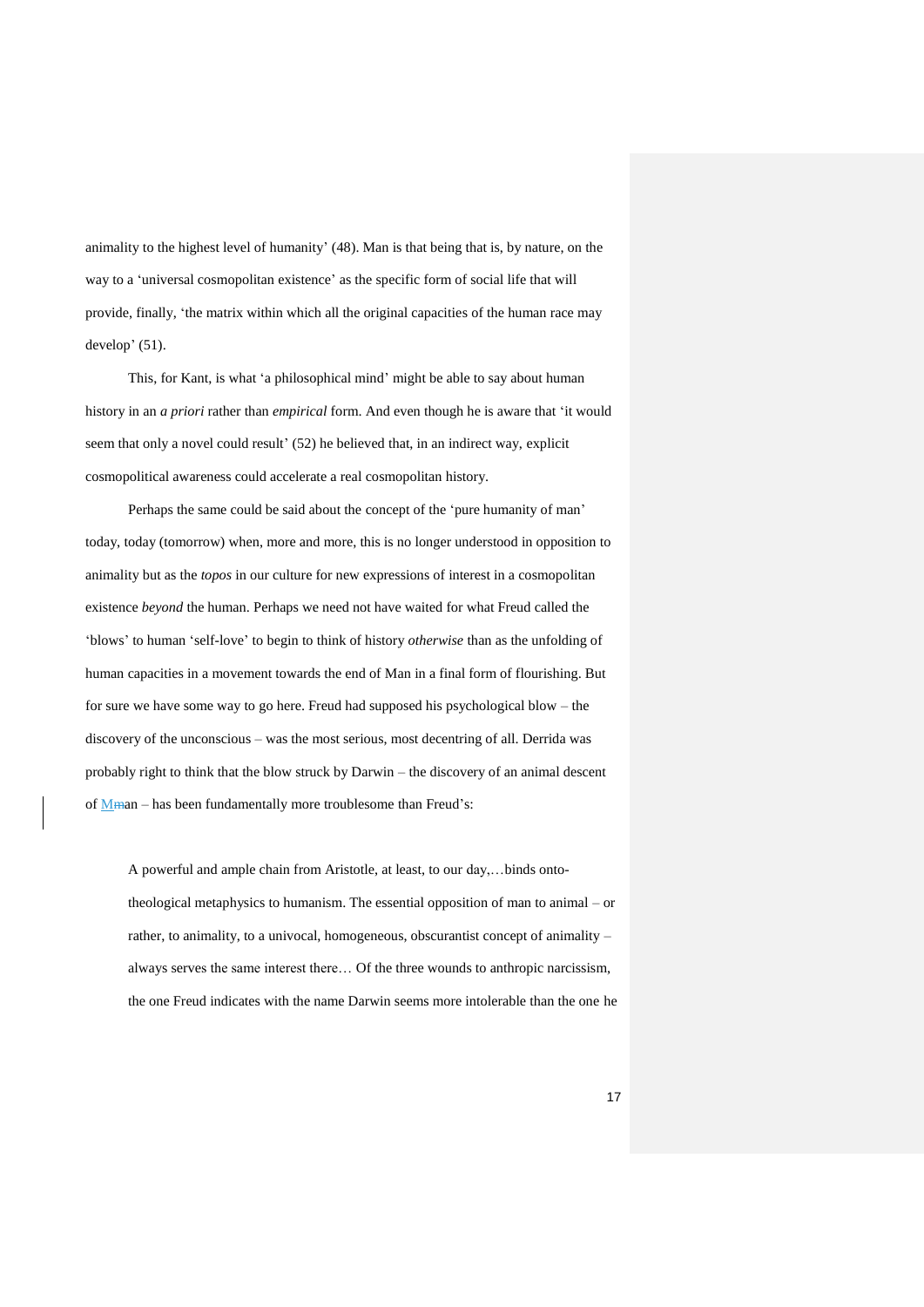animality to the highest level of humanity' (48). Man is that being that is, by nature, on the way to a 'universal cosmopolitan existence' as the specific form of social life that will provide, finally, 'the matrix within which all the original capacities of the human race may develop' (51).

This, for Kant, is what 'a philosophical mind' might be able to say about human history in an *a priori* rather than *empirical* form. And even though he is aware that 'it would seem that only a novel could result' (52) he believed that, in an indirect way, explicit cosmopolitical awareness could accelerate a real cosmopolitan history.

Perhaps the same could be said about the concept of the 'pure humanity of man' today, today (tomorrow) when, more and more, this is no longer understood in opposition to animality but as the *topos* in our culture for new expressions of interest in a cosmopolitan existence *beyond* the human. Perhaps we need not have waited for what Freud called the 'blows' to human 'self-love' to begin to think of history *otherwise* than as the unfolding of human capacities in a movement towards the end of Man in a final form of flourishing. But for sure we have some way to go here. Freud had supposed his psychological blow – the discovery of the unconscious – was the most serious, most decentring of all. Derrida was probably right to think that the blow struck by Darwin – the discovery of an animal descent of Man – has been fundamentally more troublesome than Freud's:

> A powerful and ample chain from Aristotle, at least, to our day,…binds onto-theological metaphysics to humanism. The essential opposition of man to animal – or rather, to animality, to a univocal, homogeneous, obscurantist concept of animality – always serves the same interest there… Of the three wounds to anthropic narcissism, the one Freud indicates with the name Darwin seems more intolerable than the one he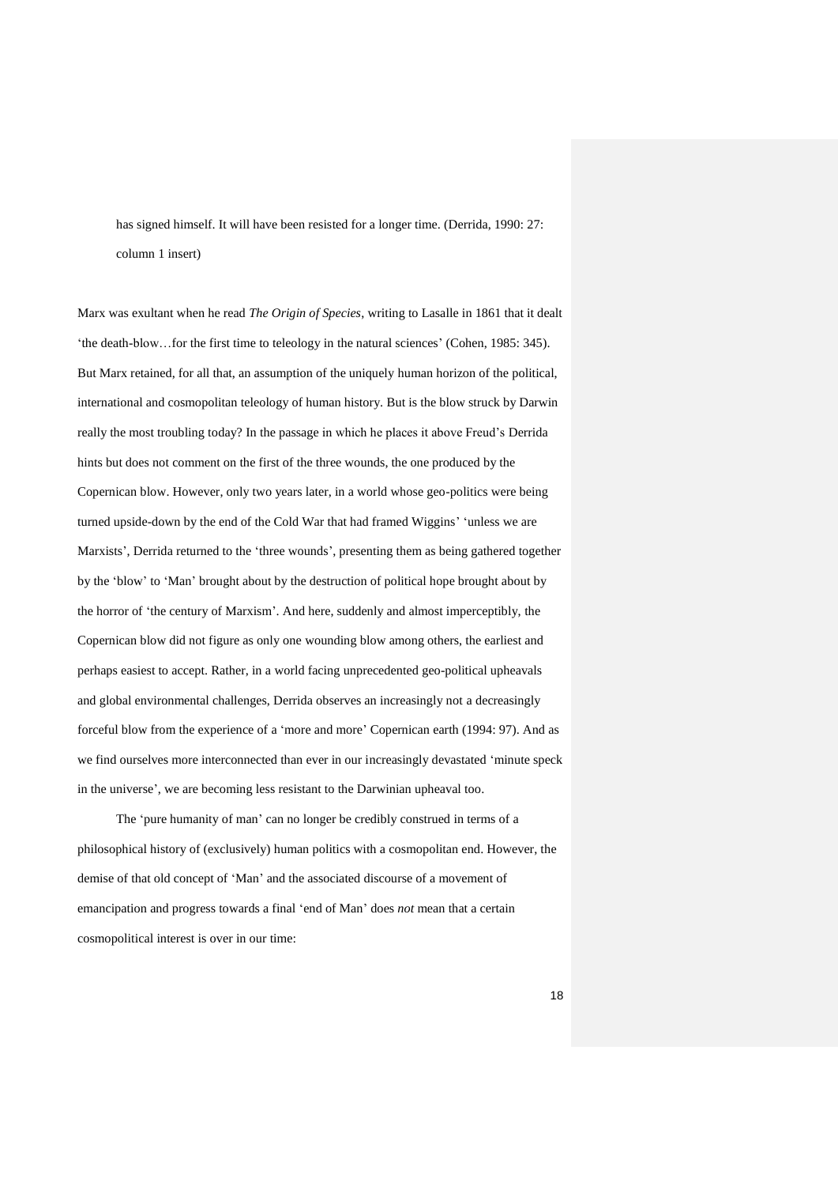has signed himself. It will have been resisted for a longer time. (Derrida, 1990: 27: column 1 insert)

Marx was exultant when he read *The Origin of Species*, writing to Lasalle in 1861 that it dealt 'the death-blow…for the first time to teleology in the natural sciences' (Cohen, 1985: 345). But Marx retained, for all that, an assumption of the uniquely human horizon of the political, international and cosmopolitan teleology of human history. But is the blow struck by Darwin really the most troubling today? In the passage in which he places it above Freud's Derrida hints but does not comment on the first of the three wounds, the one produced by the Copernican blow. However, only two years later, in a world whose geo-politics were being turned upside-down by the end of the Cold War that had framed Wiggins' 'unless we are Marxists', Derrida returned to the 'three wounds', presenting them as being gathered together by the 'blow' to 'Man' brought about by the destruction of political hope brought about by the horror of 'the century of Marxism'. And here, suddenly and almost imperceptibly, the Copernican blow did not figure as only one wounding blow among others, the earliest and perhaps easiest to accept. Rather, in a world facing unprecedented geo-political upheavals and global environmental challenges, Derrida observes an increasingly not a decreasingly forceful blow from the experience of a 'more and more' Copernican earth (1994: 97). And as we find ourselves more interconnected than ever in our increasingly devastated 'minute speck in the universe', we are becoming less resistant to the Darwinian upheaval too.

The 'pure humanity of man' can no longer be credibly construed in terms of a philosophical history of (exclusively) human politics with a cosmopolitan end. However, the demise of that old concept of 'Man' and the associated discourse of a movement of emancipation and progress towards a final 'end of Man' does *not* mean that a certain cosmopolitical interest is over in our time: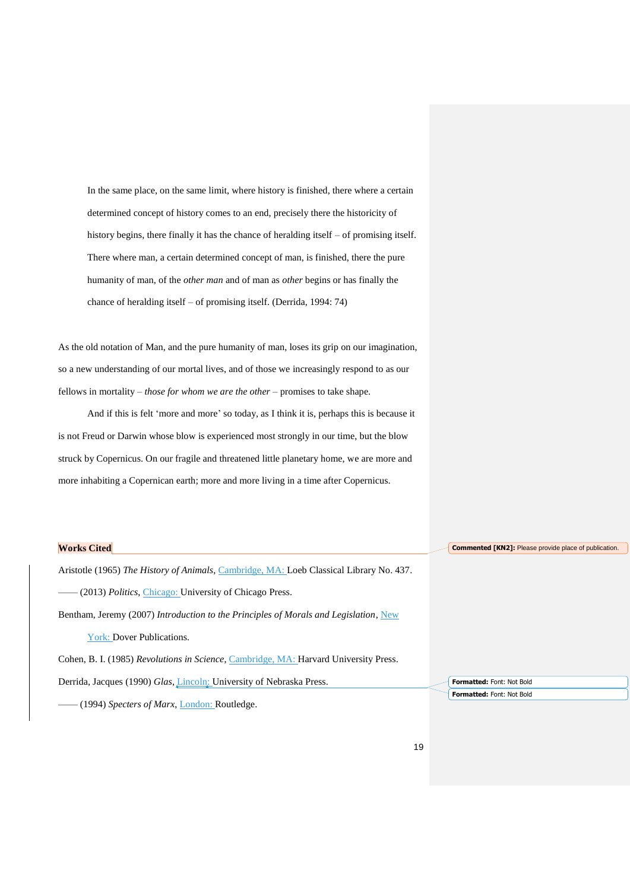> In the same place, on the same limit, where history is finished, there where a certain determined concept of history comes to an end, precisely there the historicity of history begins, there finally it has the chance of heralding itself – of promising itself. There where man, a certain determined concept of man, is finished, there the pure humanity of man, of the *other man* and of man as *other* begins or has finally the chance of heralding itself – of promising itself. (Derrida, 1994: 74)

As the old notation of Man, and the pure humanity of man, loses its grip on our imagination, so a new understanding of our mortal lives, and of those we increasingly respond to as our fellows in mortality – *those for whom we are the other* – promises to take shape.

And if this is felt 'more and more' so today, as I think it is, perhaps this is because it is not Freud or Darwin whose blow is experienced most strongly in our time, but the blow struck by Copernicus. On our fragile and threatened little planetary home, we are more and more inhabiting a Copernican earth; more and more living in a time after Copernicus.

## Works Cited

Aristotle (1965) *The History of Animals*, Cambridge, MA: Loeb Classical Library No. 437.

—— (2013) *Politics*, Chicago: University of Chicago Press.

Bentham, Jeremy (2007) *Introduction to the Principles of Morals and Legislation*, New York: Dover Publications.

Cohen, B. I. (1985) *Revolutions in Science*, Cambridge, MA: Harvard University Press.

Derrida, Jacques (1990) *Glas*, Lincoln: University of Nebraska Press.

—— (1994) *Specters of Marx*, London: Routledge.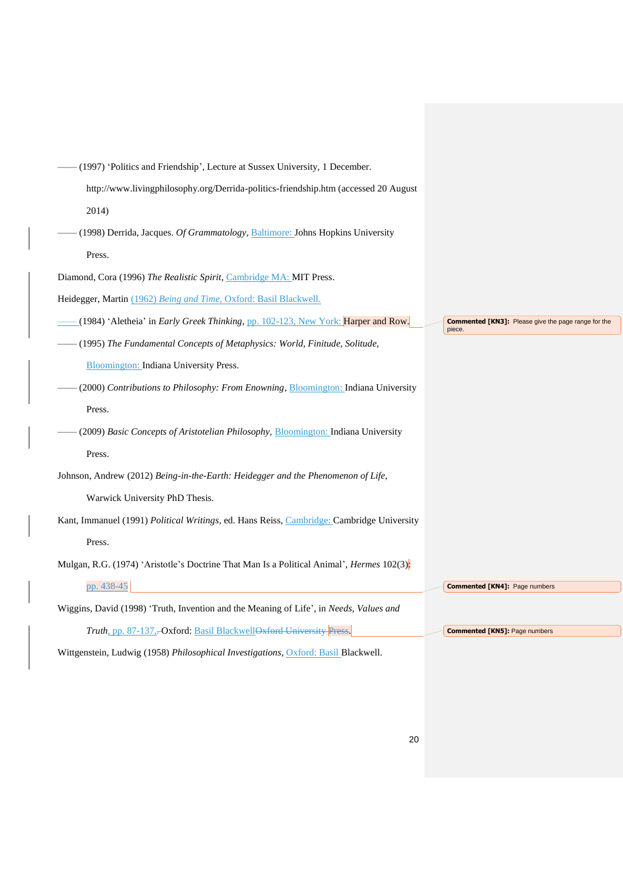—— (1997) ‘Politics and Friendship’, Lecture at Sussex University, 1 December. http://www.livingphilosophy.org/Derrida-politics-friendship.htm (accessed 20 August 2014)

—— (1998) Derrida, Jacques. *Of Grammatology*, Baltimore: Johns Hopkins University Press.

Diamond, Cora (1996) *The Realistic Spirit*, Cambridge MA: MIT Press.

Heidegger, Martin (1962) *Being and Time*, Oxford: Basil Blackwell.

—— (1984) ‘Aletheia’ in *Early Greek Thinking*, pp. 102-123, New York: Harper and Row.

—— (1995) *The Fundamental Concepts of Metaphysics: World, Finitude, Solitude*, Bloomington: Indiana University Press.

—— (2000) *Contributions to Philosophy: From Enowning*, Bloomington: Indiana University Press.

—— (2009) *Basic Concepts of Aristotelian Philosophy*, Bloomington: Indiana University Press.

Johnson, Andrew (2012) *Being-in-the-Earth: Heidegger and the Phenomenon of Life*, Warwick University PhD Thesis.

Kant, Immanuel (1991) *Political Writings*, ed. Hans Reiss, Cambridge: Cambridge University Press.

Mulgan, R.G. (1974) ‘Aristotle’s Doctrine That Man Is a Political Animal’, *Hermes* 102(3): pp. 438-45

Wiggins, David (1998) ‘Truth, Invention and the Meaning of Life’, in *Needs, Values and Truth*, pp. 87-137, Oxford: Basil Blackwell.

Wittgenstein, Ludwig (1958) *Philosophical Investigations*, Oxford: Basil Blackwell.

Commented [KN3]: Please give the page range for the piece.

Commented [KN4]: Page numbers

Commented [KN5]: Page numbers